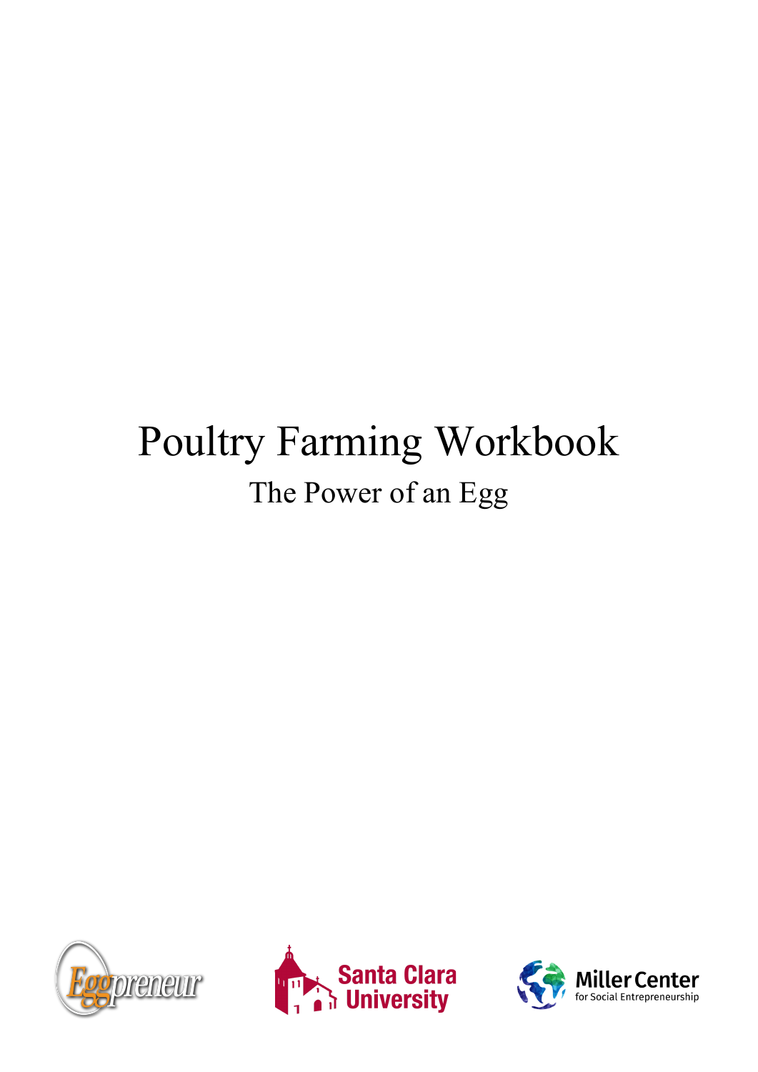# Poultry Farming Workbook

## The Power of an Egg

Eggpreneur

Santa Clara University

Miller Center for Social Entrepreneurship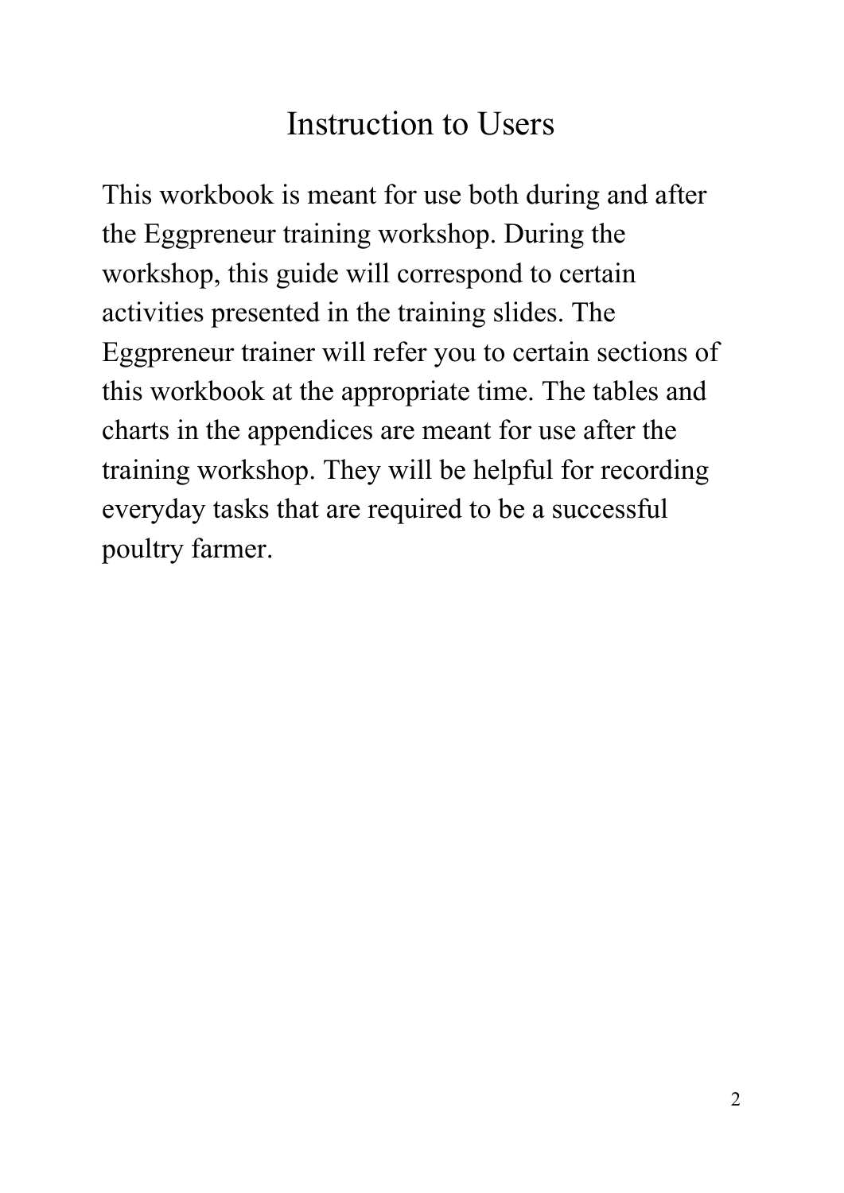# Instruction to Users

This workbook is meant for use both during and after the Eggpreneur training workshop. During the workshop, this guide will correspond to certain activities presented in the training slides. The Eggpreneur trainer will refer you to certain sections of this workbook at the appropriate time. The tables and charts in the appendices are meant for use after the training workshop. They will be helpful for recording everyday tasks that are required to be a successful poultry farmer.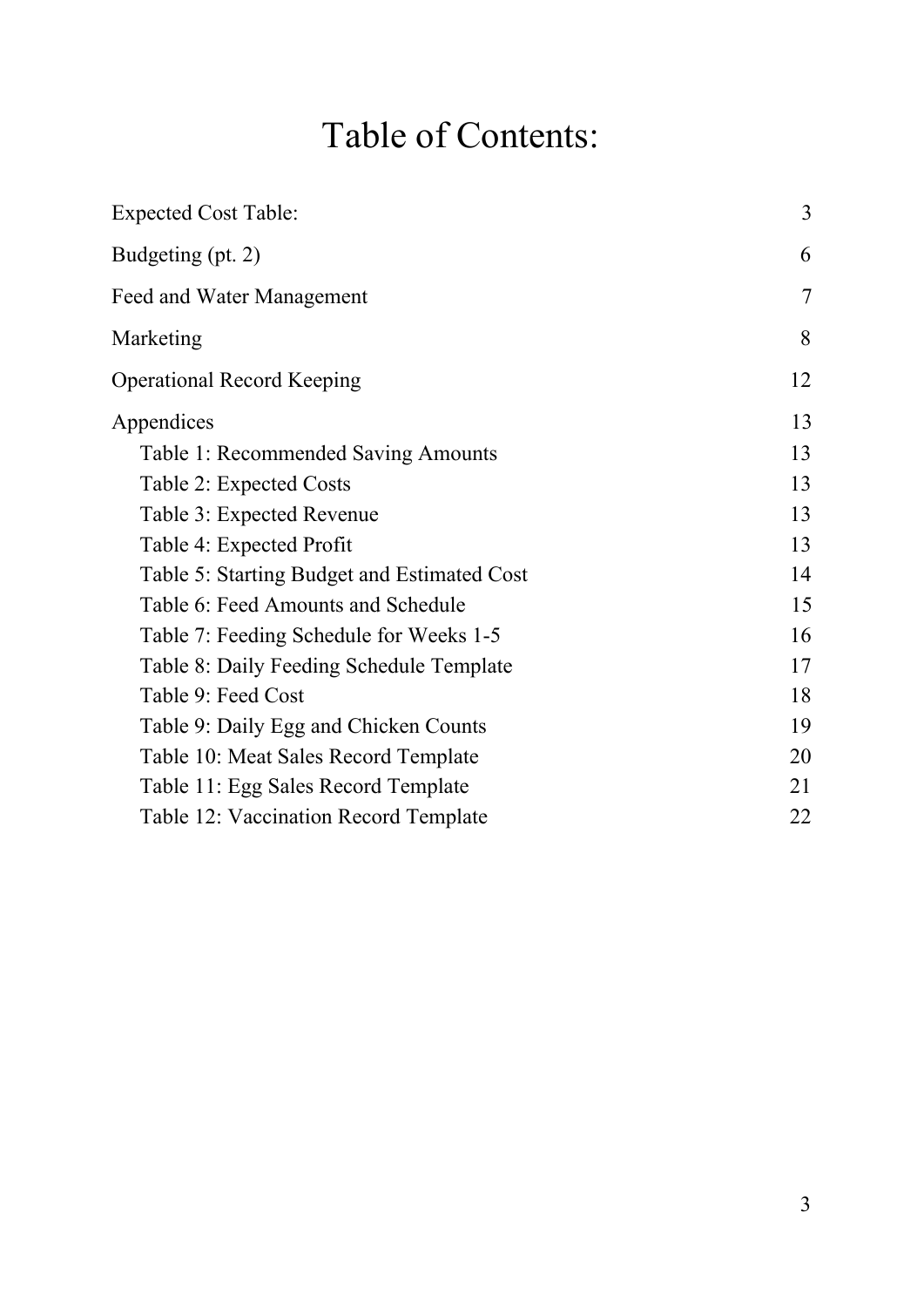# Table of Contents:

| | |
|---|---|
| Expected Cost Table: | 3 |
| Budgeting (pt. 2) | 6 |
| Feed and Water Management | 7 |
| Marketing | 8 |
| Operational Record Keeping | 12 |
| Appendices | 13 |
| Table 1: Recommended Saving Amounts | 13 |
| Table 2: Expected Costs | 13 |
| Table 3: Expected Revenue | 13 |
| Table 4: Expected Profit | 13 |
| Table 5: Starting Budget and Estimated Cost | 14 |
| Table 6: Feed Amounts and Schedule | 15 |
| Table 7: Feeding Schedule for Weeks 1-5 | 16 |
| Table 8: Daily Feeding Schedule Template | 17 |
| Table 9: Feed Cost | 18 |
| Table 9: Daily Egg and Chicken Counts | 19 |
| Table 10: Meat Sales Record Template | 20 |
| Table 11: Egg Sales Record Template | 21 |
| Table 12: Vaccination Record Template | 22 |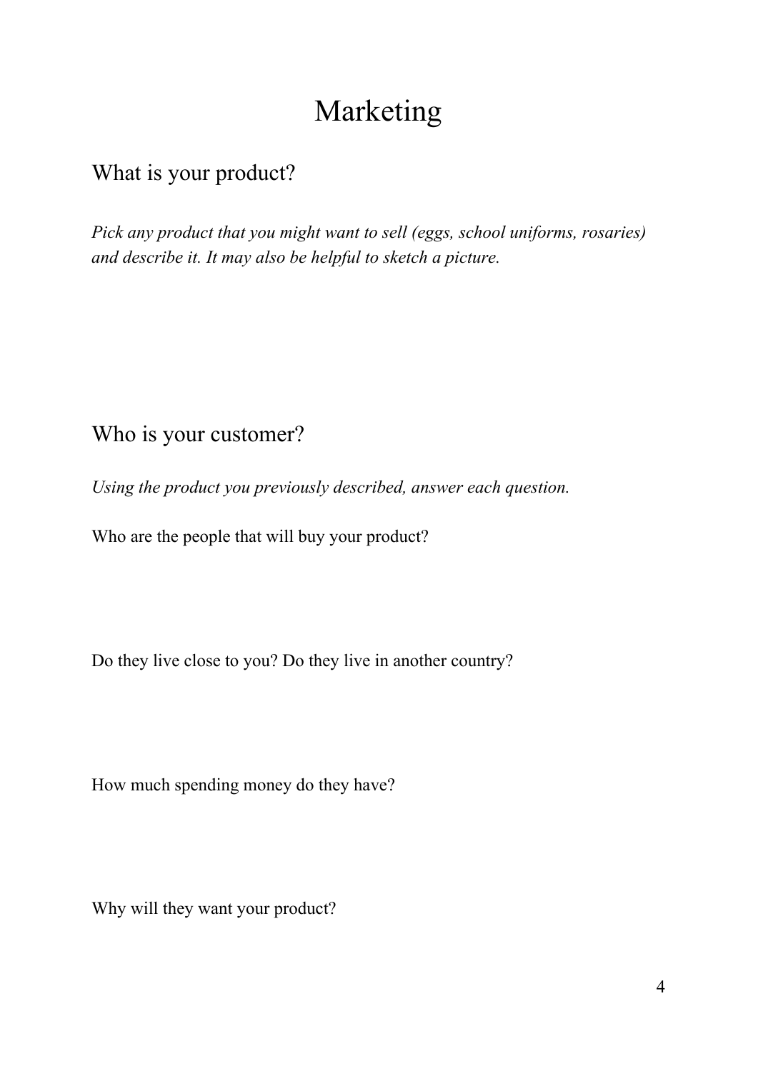# Marketing

## What is your product?

*Pick any product that you might want to sell (eggs, school uniforms, rosaries) and describe it. It may also be helpful to sketch a picture.*

## Who is your customer?

*Using the product you previously described, answer each question.*

Who are the people that will buy your product?

Do they live close to you? Do they live in another country?

How much spending money do they have?

Why will they want your product?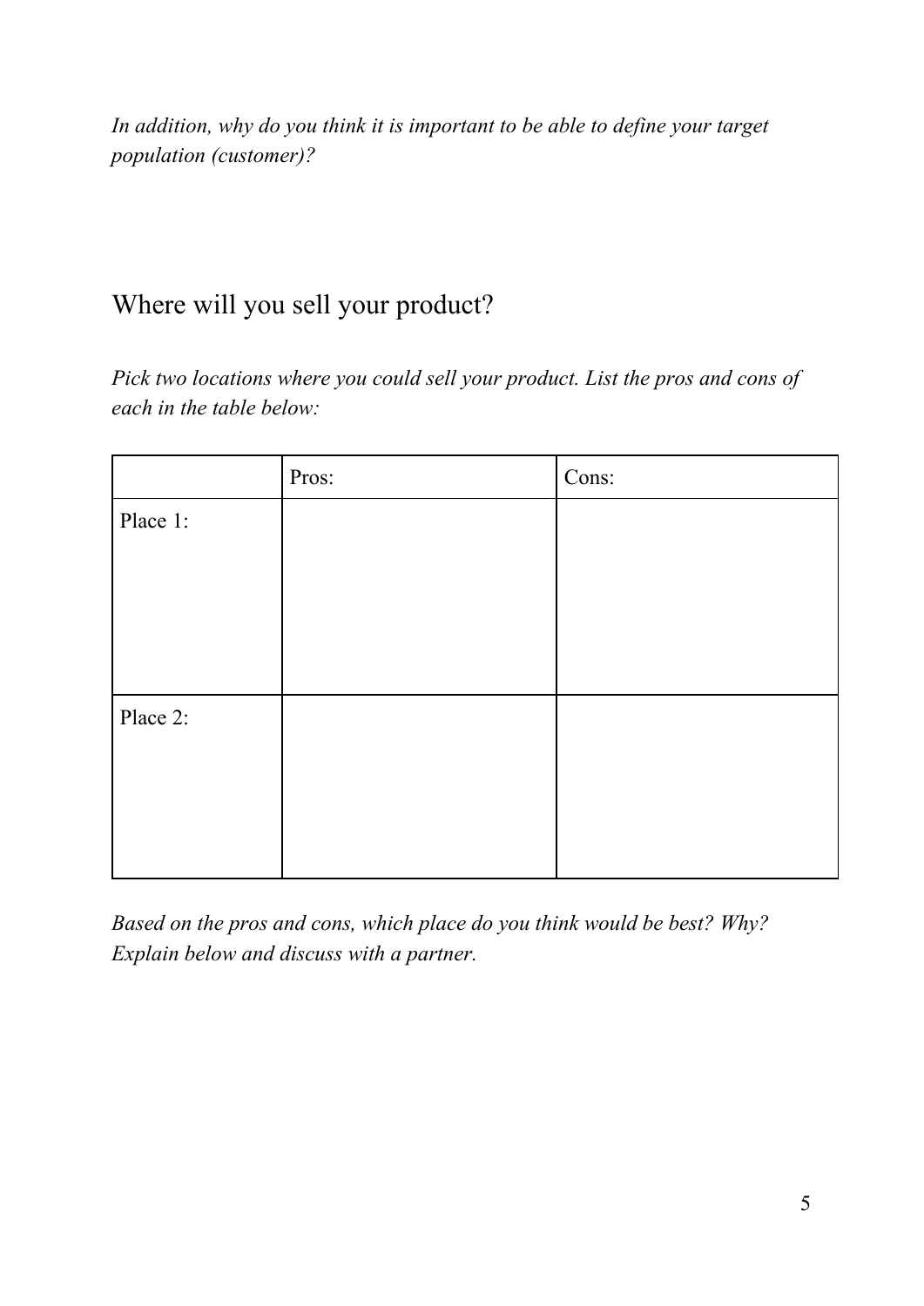*In addition, why do you think it is important to be able to define your target population (customer)?*

## Where will you sell your product?

*Pick two locations where you could sell your product. List the pros and cons of each in the table below:*

| | Pros: | Cons: |
|---|---|---|
| Place 1: | | |
| Place 2: | | |

*Based on the pros and cons, which place do you think would be best? Why? Explain below and discuss with a partner.*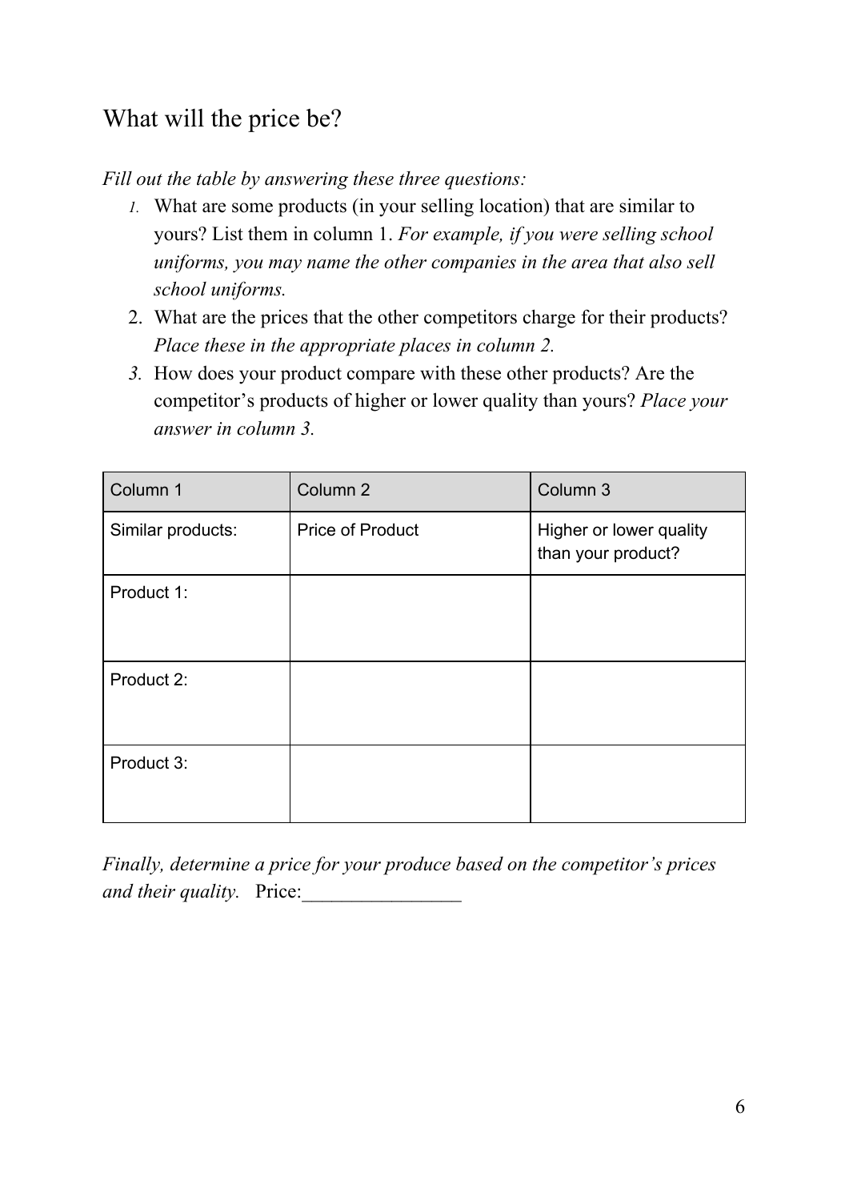# What will the price be?

*Fill out the table by answering these three questions:*

1. What are some products (in your selling location) that are similar to yours? List them in column 1. *For example, if you were selling school uniforms, you may name the other companies in the area that also sell school uniforms.*
2. What are the prices that the other competitors charge for their products? *Place these in the appropriate places in column 2.*
3. How does your product compare with these other products? Are the competitor's products of higher or lower quality than yours? *Place your answer in column 3.*

| Column 1 | Column 2 | Column 3 |
|---|---|---|
| Similar products: | Price of Product | Higher or lower quality than your product? |
| Product 1: | | |
| Product 2: | | |
| Product 3: | | |

*Finally, determine a price for your produce based on the competitor's prices and their quality.* Price:________________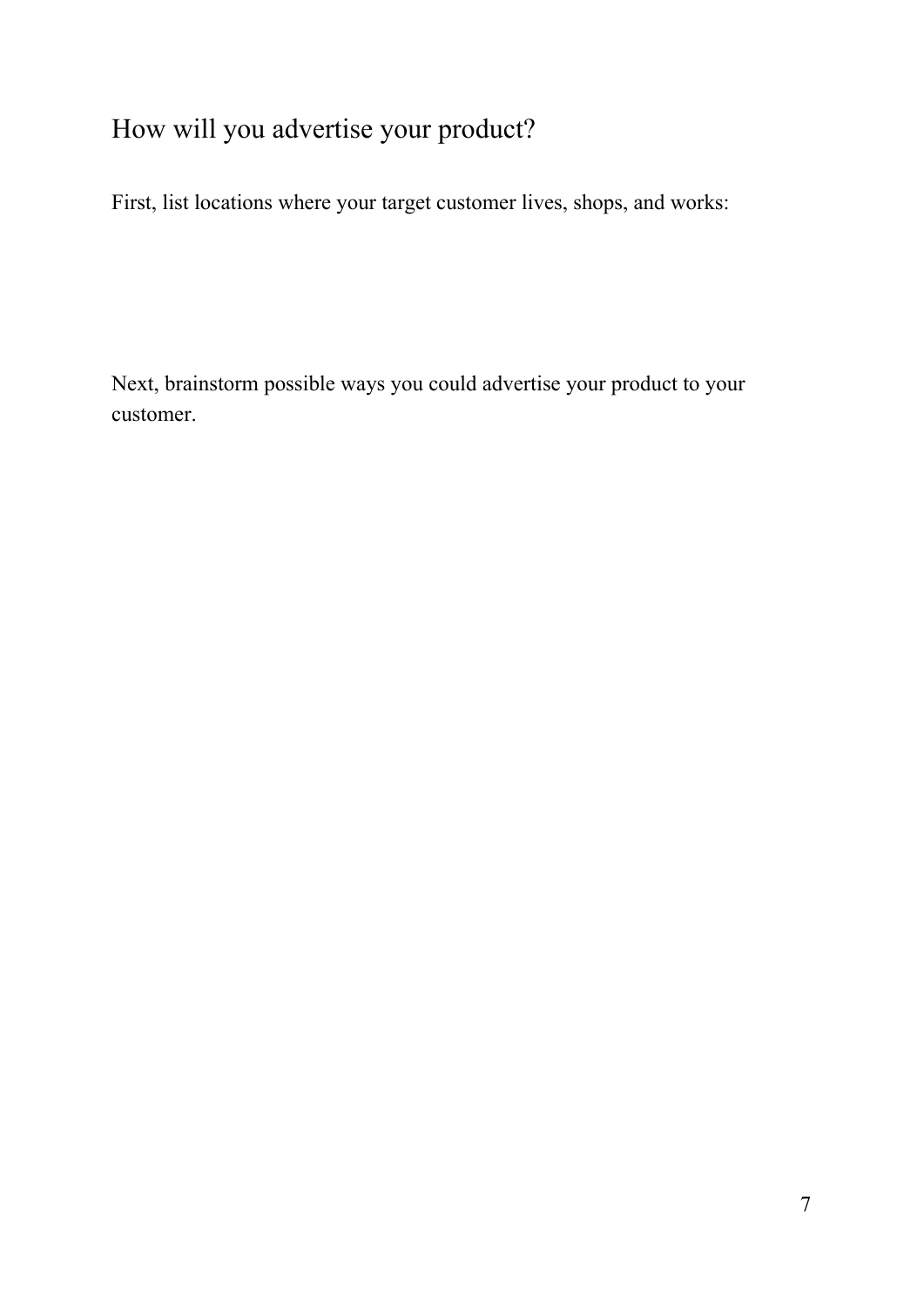## How will you advertise your product?

First, list locations where your target customer lives, shops, and works:

Next, brainstorm possible ways you could advertise your product to your customer.